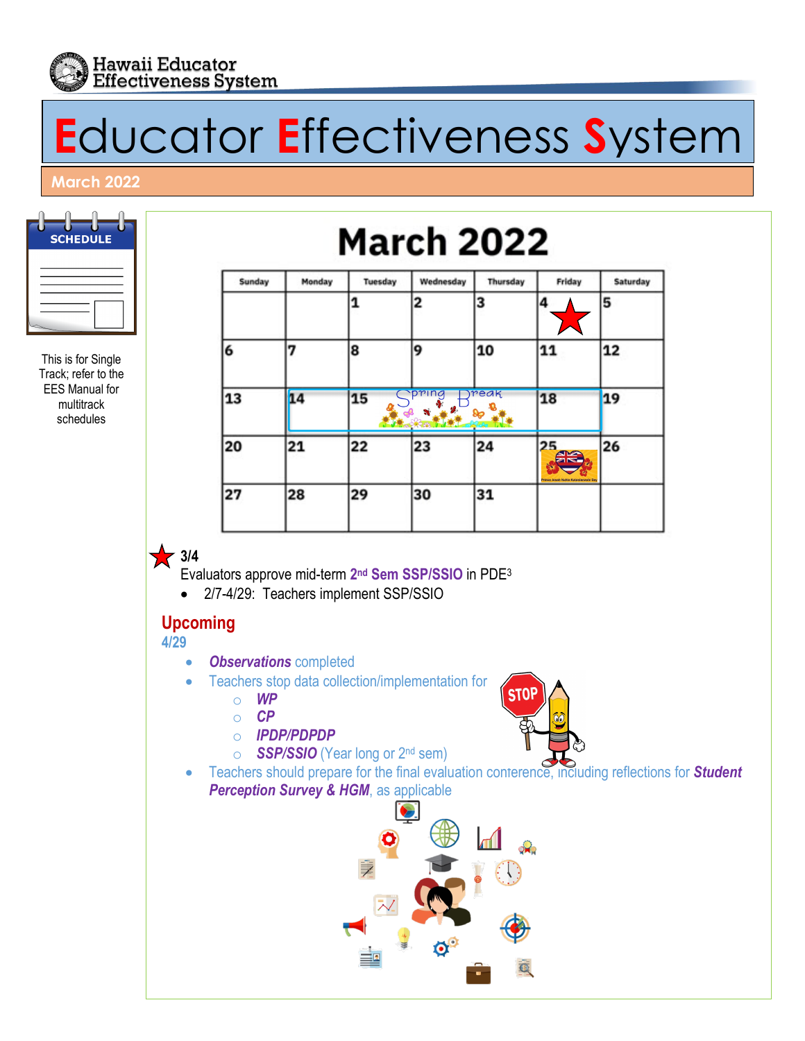Hawaii Educator Effectiveness System

# Educator Effectiveness System

## March 2022

SCHEDULE

This is for Single Track; refer to the EES Manual for multitrack schedules

# March 2022

| Sunday | Monday | Tuesday | Wednesday | Thursday | Friday | Saturday |
|---|---|---|---|---|---|---|
| | | 1 | 2 | 3 | 4 ★ | 5 |
| 6 | 7 | 8 | 9 | 10 | 11 | 12 |
| 13 | 14 Spring Break | 15 Spring Break | 16 Spring Break | 17 Spring Break | 18 Spring Break | 19 |
| 20 | 21 | 22 | 23 | 24 | 25 Prince Jonah Kuhio Kalanianaole Day | 26 |
| 27 | 28 | 29 | 30 | 31 | | |

★ **3/4**

Evaluators approve mid-term **2nd Sem SSP/SSIO** in PDE3

- 2/7-4/29: Teachers implement SSP/SSIO

## Upcoming

**4/29**

- ***Observations*** completed
- Teachers stop data collection/implementation for
  - ***WP***
  - ***CP***
  - ***IPDP/PDPDP***
  - ***SSP/SSIO*** (Year long or 2nd sem)
- Teachers should prepare for the final evaluation conference, including reflections for ***Student Perception Survey & HGM***, as applicable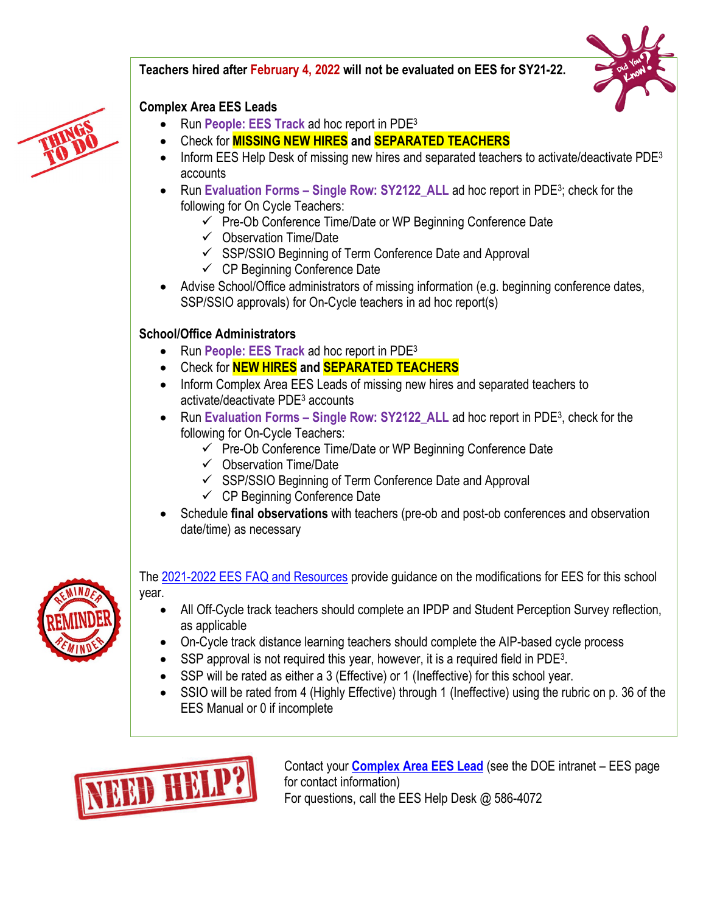**Teachers hired after February 4, 2022 will not be evaluated on EES for SY21-22.**

**Complex Area EES Leads**

- Run **People: EES Track** ad hoc report in PDE[3]
- Check for **MISSING NEW HIRES and SEPARATED TEACHERS**
- Inform EES Help Desk of missing new hires and separated teachers to activate/deactivate PDE[3] accounts
- Run **Evaluation Forms – Single Row: SY2122_ALL** ad hoc report in PDE[3]; check for the following for On Cycle Teachers:
  - ✓ Pre-Ob Conference Time/Date or WP Beginning Conference Date
  - ✓ Observation Time/Date
  - ✓ SSP/SSIO Beginning of Term Conference Date and Approval
  - ✓ CP Beginning Conference Date
- Advise School/Office administrators of missing information (e.g. beginning conference dates, SSP/SSIO approvals) for On-Cycle teachers in ad hoc report(s)

**School/Office Administrators**

- Run **People: EES Track** ad hoc report in PDE[3]
- Check for **NEW HIRES and SEPARATED TEACHERS**
- Inform Complex Area EES Leads of missing new hires and separated teachers to activate/deactivate PDE[3] accounts
- Run **Evaluation Forms – Single Row: SY2122_ALL** ad hoc report in PDE[3], check for the following for On-Cycle Teachers:
  - ✓ Pre-Ob Conference Time/Date or WP Beginning Conference Date
  - ✓ Observation Time/Date
  - ✓ SSP/SSIO Beginning of Term Conference Date and Approval
  - ✓ CP Beginning Conference Date
- Schedule **final observations** with teachers (pre-ob and post-ob conferences and observation date/time) as necessary

The 2021-2022 EES FAQ and Resources provide guidance on the modifications for EES for this school year.

- All Off-Cycle track teachers should complete an IPDP and Student Perception Survey reflection, as applicable
- On-Cycle track distance learning teachers should complete the AIP-based cycle process
- SSP approval is not required this year, however, it is a required field in PDE[3].
- SSP will be rated as either a 3 (Effective) or 1 (Ineffective) for this school year.
- SSIO will be rated from 4 (Highly Effective) through 1 (Ineffective) using the rubric on p. 36 of the EES Manual or 0 if incomplete

Contact your **Complex Area EES Lead** (see the DOE intranet – EES page for contact information)
For questions, call the EES Help Desk @ 586-4072